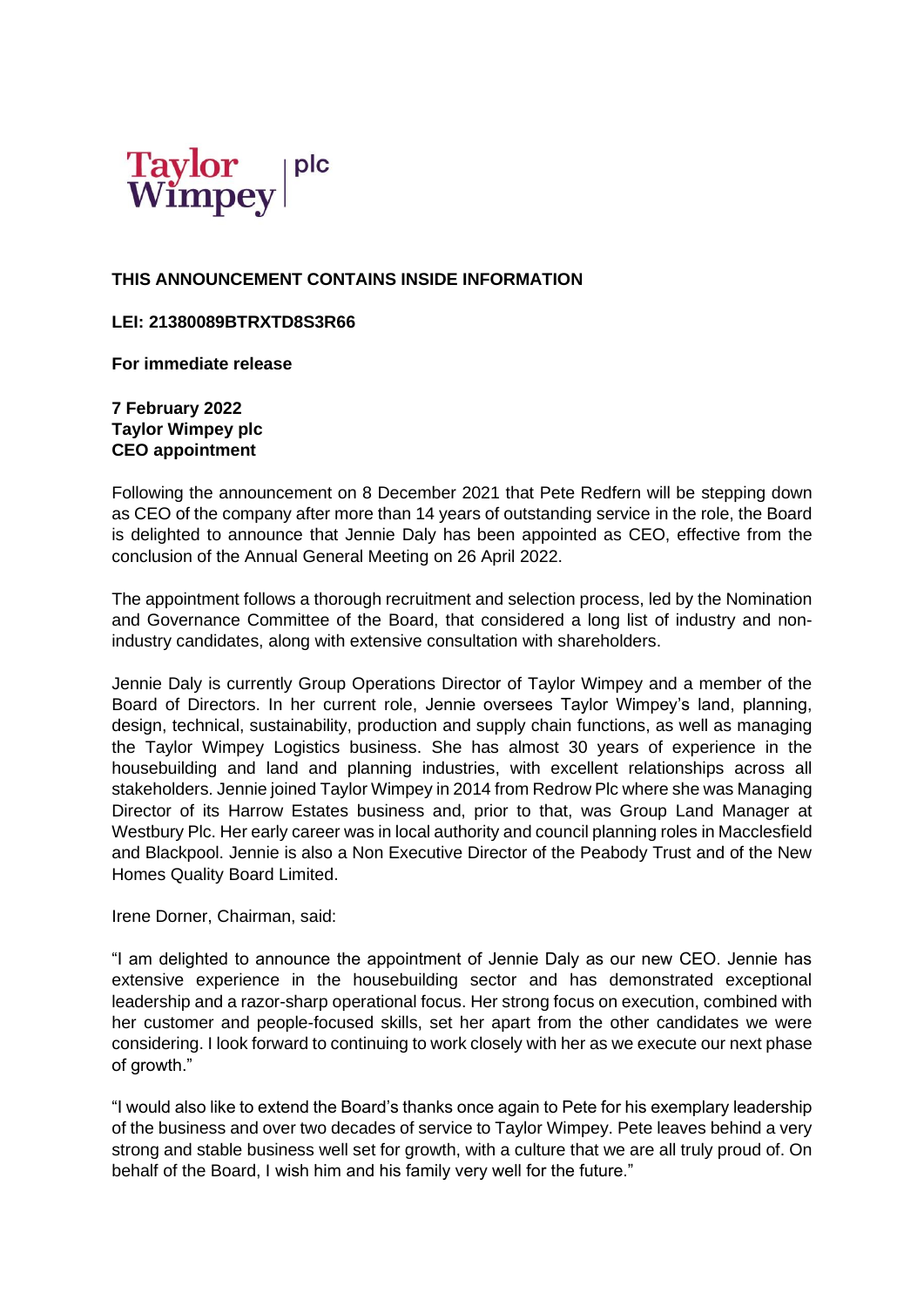Taylor Wimpey | plc

**THIS ANNOUNCEMENT CONTAINS INSIDE INFORMATION**

**LEI: 21380089BTRXTD8S3R66**

**For immediate release**

**7 February 2022**
**Taylor Wimpey plc**
**CEO appointment**

Following the announcement on 8 December 2021 that Pete Redfern will be stepping down as CEO of the company after more than 14 years of outstanding service in the role, the Board is delighted to announce that Jennie Daly has been appointed as CEO, effective from the conclusion of the Annual General Meeting on 26 April 2022.

The appointment follows a thorough recruitment and selection process, led by the Nomination and Governance Committee of the Board, that considered a long list of industry and non-industry candidates, along with extensive consultation with shareholders.

Jennie Daly is currently Group Operations Director of Taylor Wimpey and a member of the Board of Directors. In her current role, Jennie oversees Taylor Wimpey's land, planning, design, technical, sustainability, production and supply chain functions, as well as managing the Taylor Wimpey Logistics business. She has almost 30 years of experience in the housebuilding and land and planning industries, with excellent relationships across all stakeholders. Jennie joined Taylor Wimpey in 2014 from Redrow Plc where she was Managing Director of its Harrow Estates business and, prior to that, was Group Land Manager at Westbury Plc. Her early career was in local authority and council planning roles in Macclesfield and Blackpool. Jennie is also a Non Executive Director of the Peabody Trust and of the New Homes Quality Board Limited.

Irene Dorner, Chairman, said:

"I am delighted to announce the appointment of Jennie Daly as our new CEO. Jennie has extensive experience in the housebuilding sector and has demonstrated exceptional leadership and a razor-sharp operational focus. Her strong focus on execution, combined with her customer and people-focused skills, set her apart from the other candidates we were considering. I look forward to continuing to work closely with her as we execute our next phase of growth."

"I would also like to extend the Board's thanks once again to Pete for his exemplary leadership of the business and over two decades of service to Taylor Wimpey. Pete leaves behind a very strong and stable business well set for growth, with a culture that we are all truly proud of. On behalf of the Board, I wish him and his family very well for the future."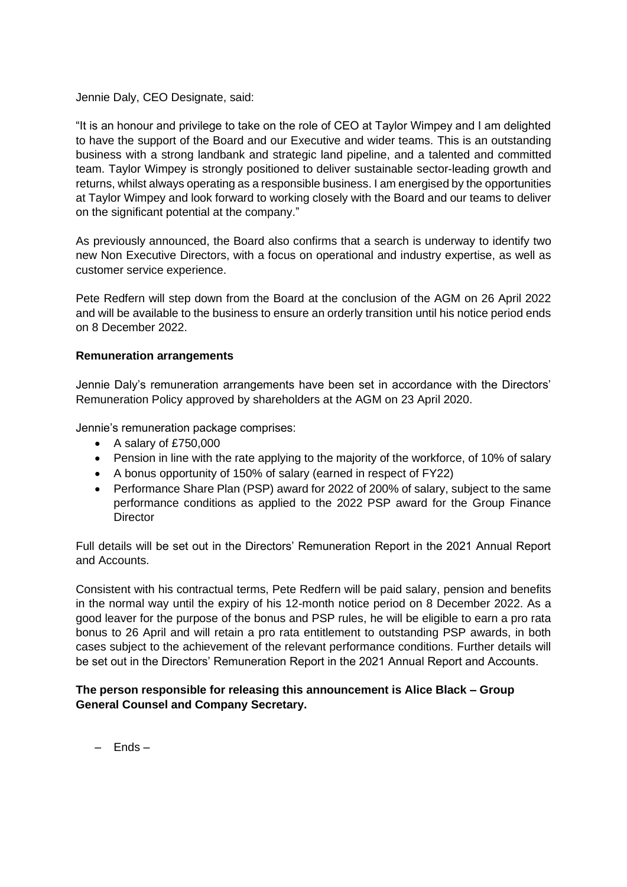Jennie Daly, CEO Designate, said:

"It is an honour and privilege to take on the role of CEO at Taylor Wimpey and I am delighted to have the support of the Board and our Executive and wider teams. This is an outstanding business with a strong landbank and strategic land pipeline, and a talented and committed team. Taylor Wimpey is strongly positioned to deliver sustainable sector-leading growth and returns, whilst always operating as a responsible business. I am energised by the opportunities at Taylor Wimpey and look forward to working closely with the Board and our teams to deliver on the significant potential at the company."

As previously announced, the Board also confirms that a search is underway to identify two new Non Executive Directors, with a focus on operational and industry expertise, as well as customer service experience.

Pete Redfern will step down from the Board at the conclusion of the AGM on 26 April 2022 and will be available to the business to ensure an orderly transition until his notice period ends on 8 December 2022.

**Remuneration arrangements**

Jennie Daly's remuneration arrangements have been set in accordance with the Directors' Remuneration Policy approved by shareholders at the AGM on 23 April 2020.

Jennie's remuneration package comprises:

- A salary of £750,000
- Pension in line with the rate applying to the majority of the workforce, of 10% of salary
- A bonus opportunity of 150% of salary (earned in respect of FY22)
- Performance Share Plan (PSP) award for 2022 of 200% of salary, subject to the same performance conditions as applied to the 2022 PSP award for the Group Finance Director

Full details will be set out in the Directors' Remuneration Report in the 2021 Annual Report and Accounts.

Consistent with his contractual terms, Pete Redfern will be paid salary, pension and benefits in the normal way until the expiry of his 12-month notice period on 8 December 2022. As a good leaver for the purpose of the bonus and PSP rules, he will be eligible to earn a pro rata bonus to 26 April and will retain a pro rata entitlement to outstanding PSP awards, in both cases subject to the achievement of the relevant performance conditions. Further details will be set out in the Directors' Remuneration Report in the 2021 Annual Report and Accounts.

**The person responsible for releasing this announcement is Alice Black – Group General Counsel and Company Secretary.**

– Ends –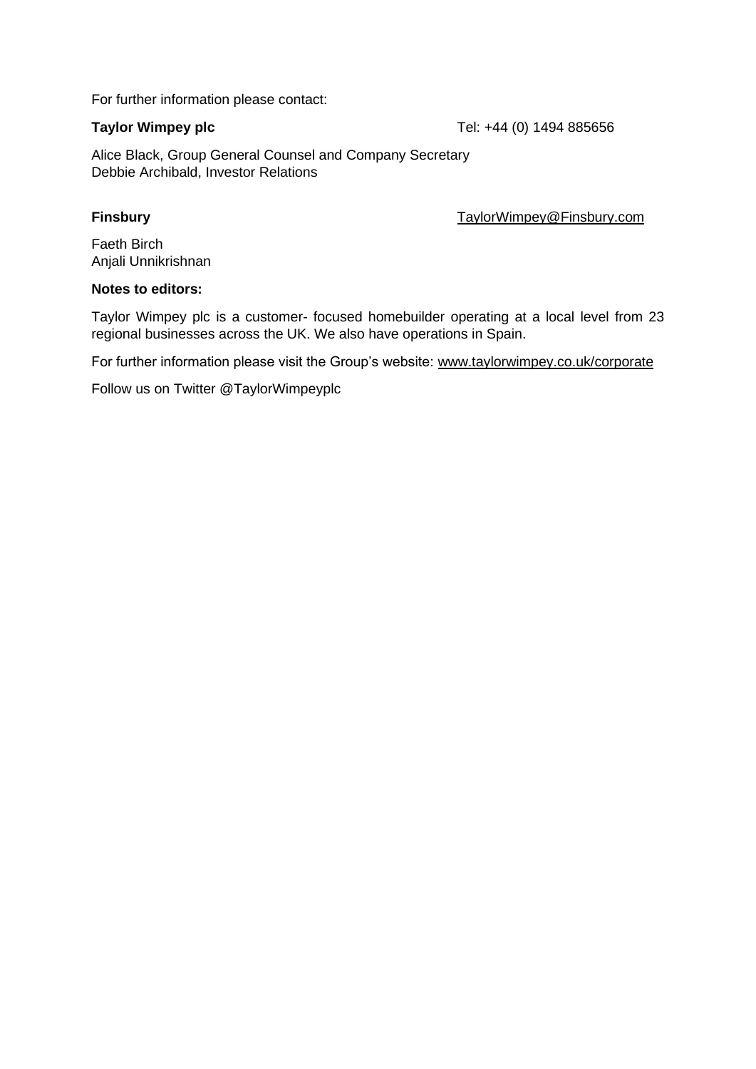For further information please contact:

**Taylor Wimpey plc** Tel: +44 (0) 1494 885656

Alice Black, Group General Counsel and Company Secretary
Debbie Archibald, Investor Relations

**Finsbury** TaylorWimpey@Finsbury.com

Faeth Birch
Anjali Unnikrishnan

**Notes to editors:**

Taylor Wimpey plc is a customer- focused homebuilder operating at a local level from 23 regional businesses across the UK. We also have operations in Spain.

For further information please visit the Group's website: www.taylorwimpey.co.uk/corporate

Follow us on Twitter @TaylorWimpeyplc